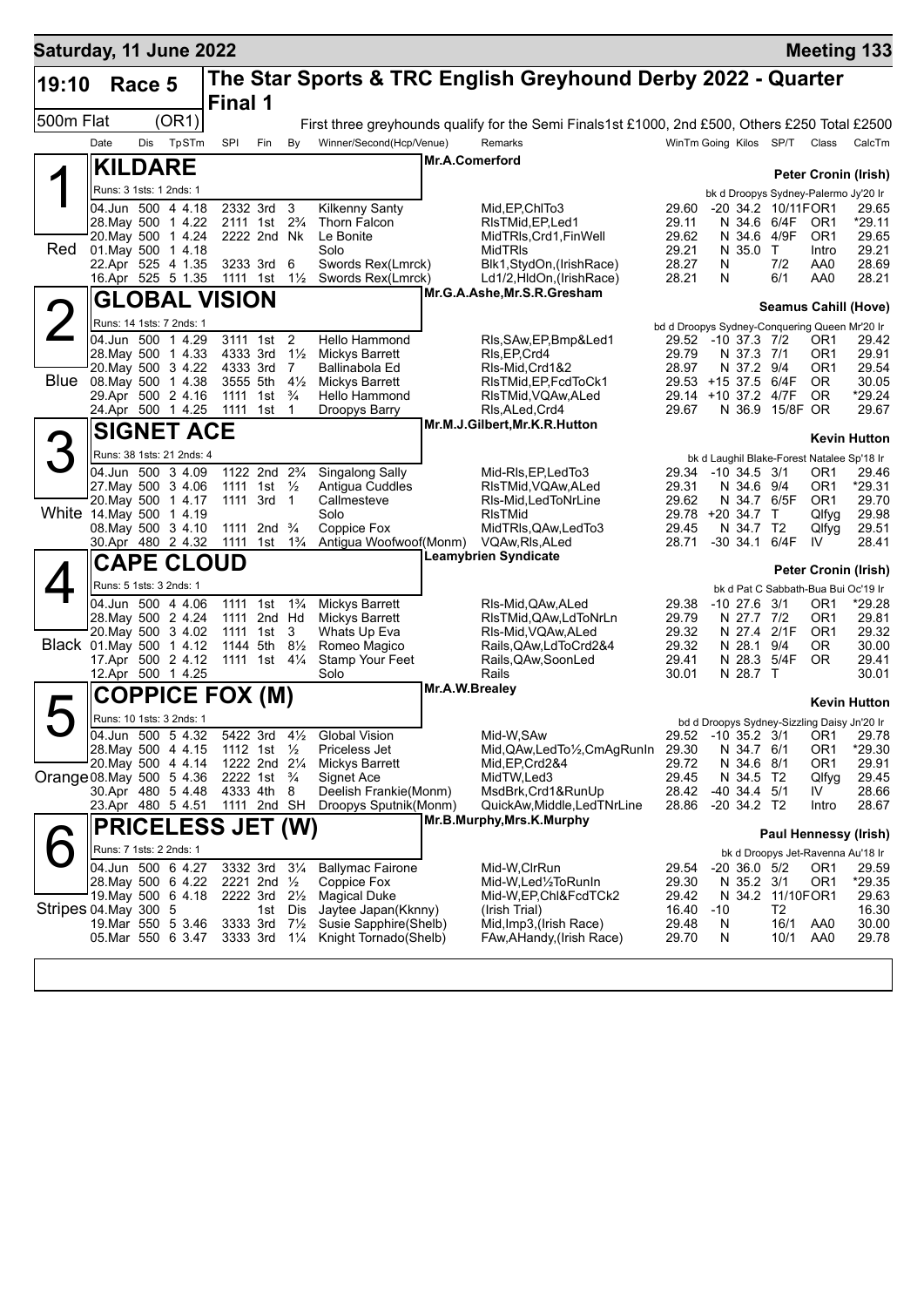# Saturday, 11 June 2022 — Meeting 133

## 19:10 Race 5 — The Star Sports & TRC English Greyhound Derby 2022 - Quarter Final 1

500m Flat (OR1)

First three greyhounds qualify for the Semi Finals1st £1000, 2nd £500, Others £250 Total £2500

### 1 Red — KILDARE

Mr.A.Comerford — Peter Cronin (Irish)

Runs: 3 1sts: 1 2nds: 1 — bk d Droopys Sydney-Palermo Jy'20 Ir

| Date | Dis | TpSTm | SPI | Fin | By | Winner/Second(Hcp/Venue) | Remarks | WinTm | Going | Kilos | SP/T | Class | CalcTm |
|---|---|---|---|---|---|---|---|---|---|---|---|---|---|
| 04.Jun | 500 | 4 4.18 | 2332 | 3rd | 3 | Kilkenny Santy | Mid,EP,ChlTo3 | 29.60 | -20 | 34.2 | 10/11F | OR1 | 29.65 |
| 28.May | 500 | 1 4.22 | 2111 | 1st | 2¾ | Thorn Falcon | RlsTMid,EP,Led1 | 29.11 | N | 34.6 | 6/4F | OR1 | *29.11 |
| 20.May | 500 | 1 4.24 | 2222 | 2nd | Nk | Le Bonite | MidTRls,Crd1,FinWell | 29.62 | N | 34.6 | 4/9F | OR1 | 29.65 |
| 01.May | 500 | 1 4.18 | | | | Solo | MidTRls | 29.21 | N | 35.0 | T | Intro | 29.21 |
| 22.Apr | 525 | 4 1.35 | 3233 | 3rd | 6 | Swords Rex(Lmrck) | Blk1,StydOn,(IrishRace) | 28.27 | N | | 7/2 | AA0 | 28.69 |
| 16.Apr | 525 | 5 1.35 | 1111 | 1st | 1½ | Swords Rex(Lmrck) | Ld1/2,HldOn,(IrishRace) | 28.21 | N | | 6/1 | AA0 | 28.21 |

### 2 Blue — GLOBAL VISION

Mr.G.A.Ashe,Mr.S.R.Gresham — Seamus Cahill (Hove)

Runs: 14 1sts: 7 2nds: 1 — bd d Droopys Sydney-Conquering Queen Mr'20 Ir

| Date | Dis | TpSTm | SPI | Fin | By | Winner/Second(Hcp/Venue) | Remarks | WinTm | Going | Kilos | SP/T | Class | CalcTm |
|---|---|---|---|---|---|---|---|---|---|---|---|---|---|
| 04.Jun | 500 | 1 4.29 | 3111 | 1st | 2 | Hello Hammond | Rls,SAw,EP,Bmp&Led1 | 29.52 | -10 | 37.3 | 7/2 | OR1 | 29.42 |
| 28.May | 500 | 1 4.33 | 4333 | 3rd | 1½ | Mickys Barrett | Rls,EP,Crd4 | 29.79 | N | 37.3 | 7/1 | OR1 | 29.91 |
| 20.May | 500 | 3 4.22 | 4333 | 3rd | 7 | Ballinabola Ed | Rls-Mid,Crd1&2 | 28.97 | N | 37.2 | 9/4 | OR1 | 29.54 |
| 08.May | 500 | 1 4.38 | 3555 | 5th | 4½ | Mickys Barrett | RlsTMid,EP,FcdToCk1 | 29.53 | +15 | 37.5 | 6/4F | OR | 30.05 |
| 29.Apr | 500 | 2 4.16 | 1111 | 1st | ¾ | Hello Hammond | RlsTMid,VQAw,ALed | 29.14 | +10 | 37.2 | 4/7F | OR | *29.24 |
| 24.Apr | 500 | 1 4.25 | 1111 | 1st | 1 | Droopys Barry | Rls,ALed,Crd4 | 29.67 | N | 36.9 | 15/8F | OR | 29.67 |

### 3 White — SIGNET ACE

Mr.M.J.Gilbert,Mr.K.R.Hutton — Kevin Hutton

Runs: 38 1sts: 21 2nds: 4 — bk d Laughil Blake-Forest Natalee Sp'18 Ir

| Date | Dis | TpSTm | SPI | Fin | By | Winner/Second(Hcp/Venue) | Remarks | WinTm | Going | Kilos | SP/T | Class | CalcTm |
|---|---|---|---|---|---|---|---|---|---|---|---|---|---|
| 04.Jun | 500 | 3 4.09 | 1122 | 2nd | 2¾ | Singalong Sally | Mid-Rls,EP,LedTo3 | 29.34 | -10 | 34.5 | 3/1 | OR1 | 29.46 |
| 27.May | 500 | 3 4.06 | 1111 | 1st | ½ | Antigua Cuddles | RlsTMid,VQAw,ALed | 29.31 | N | 34.6 | 9/4 | OR1 | *29.31 |
| 20.May | 500 | 1 4.17 | 1111 | 3rd | 1 | Callmesteve | Rls-Mid,LedToNrLine | 29.62 | N | 34.7 | 6/5F | OR1 | 29.70 |
| 14.May | 500 | 1 4.19 | | | | Solo | RlsTMid | 29.78 | +20 | 34.7 | T | Qlfyg | 29.98 |
| 08.May | 500 | 3 4.10 | 1111 | 2nd | ¾ | Coppice Fox | MidTRls,QAw,LedTo3 | 29.45 | N | 34.7 | T2 | Qlfyg | 29.51 |
| 30.Apr | 480 | 2 4.32 | 1111 | 1st | 1¾ | Antigua Woofwoof(Monm) | VQAw,Rls,ALed | 28.71 | -30 | 34.1 | 6/4F | IV | 28.41 |

### 4 Black — CAPE CLOUD

Leamybrien Syndicate — Peter Cronin (Irish)

Runs: 5 1sts: 3 2nds: 1 — bk d Pat C Sabbath-Bua Bui Oc'19 Ir

| Date | Dis | TpSTm | SPI | Fin | By | Winner/Second(Hcp/Venue) | Remarks | WinTm | Going | Kilos | SP/T | Class | CalcTm |
|---|---|---|---|---|---|---|---|---|---|---|---|---|---|
| 04.Jun | 500 | 4 4.06 | 1111 | 1st | 1¾ | Mickys Barrett | Rls-Mid,QAw,ALed | 29.38 | -10 | 27.6 | 3/1 | OR1 | *29.28 |
| 28.May | 500 | 2 4.24 | 1111 | 2nd | Hd | Mickys Barrett | RlsTMid,QAw,LdToNrLn | 29.79 | N | 27.7 | 7/2 | OR1 | 29.81 |
| 20.May | 500 | 3 4.02 | 1111 | 1st | 3 | Whats Up Eva | Rls-Mid,VQAw,ALed | 29.32 | N | 27.4 | 2/1F | OR1 | 29.32 |
| 01.May | 500 | 1 4.12 | 1144 | 5th | 8½ | Romeo Magico | Rails,QAw,LdToCrd2&4 | 29.32 | N | 28.1 | 9/4 | OR | 30.00 |
| 17.Apr | 500 | 2 4.12 | 1111 | 1st | 4¼ | Stamp Your Feet | Rails,QAw,SoonLed | 29.41 | N | 28.3 | 5/4F | OR | 29.41 |
| 12.Apr | 500 | 1 4.25 | | | | Solo | Rails | 30.01 | N | 28.7 | T | | 30.01 |

### 5 Orange — COPPICE FOX (M)

Mr.A.W.Brealey — Kevin Hutton

Runs: 10 1sts: 3 2nds: 1 — bd d Droopys Sydney-Sizzling Daisy Jn'20 Ir

| Date | Dis | TpSTm | SPI | Fin | By | Winner/Second(Hcp/Venue) | Remarks | WinTm | Going | Kilos | SP/T | Class | CalcTm |
|---|---|---|---|---|---|---|---|---|---|---|---|---|---|
| 04.Jun | 500 | 5 4.32 | 5422 | 3rd | 4½ | Global Vision | Mid-W,SAw | 29.52 | -10 | 35.2 | 3/1 | OR1 | 29.78 |
| 28.May | 500 | 4 4.15 | 1112 | 1st | ½ | Priceless Jet | Mid,QAw,LedTo½,CmAgRunIn | 29.30 | N | 34.7 | 6/1 | OR1 | *29.30 |
| 20.May | 500 | 4 4.14 | 1222 | 2nd | 2¼ | Mickys Barrett | Mid,EP,Crd2&4 | 29.72 | N | 34.6 | 8/1 | OR1 | 29.91 |
| 08.May | 500 | 5 4.36 | 2222 | 1st | ¾ | Signet Ace | MidTW,Led3 | 29.45 | N | 34.5 | T2 | Qlfyg | 29.45 |
| 30.Apr | 480 | 5 4.48 | 4333 | 4th | 8 | Deelish Frankie(Monm) | MsdBrk,Crd1&RunUp | 28.42 | -40 | 34.4 | 5/1 | IV | 28.66 |
| 23.Apr | 480 | 5 4.51 | 1111 | 2nd | SH | Droopys Sputnik(Monm) | QuickAw,Middle,LedTNrLine | 28.86 | -20 | 34.2 | T2 | Intro | 28.67 |

### 6 Stripes — PRICELESS JET (W)

Mr.B.Murphy,Mrs.K.Murphy — Paul Hennessy (Irish)

Runs: 7 1sts: 2 2nds: 1 — bk d Droopys Jet-Ravenna Au'18 Ir

| Date | Dis | TpSTm | SPI | Fin | By | Winner/Second(Hcp/Venue) | Remarks | WinTm | Going | Kilos | SP/T | Class | CalcTm |
|---|---|---|---|---|---|---|---|---|---|---|---|---|---|
| 04.Jun | 500 | 6 4.27 | 3332 | 3rd | 3¼ | Ballymac Fairone | Mid-W,ClrRun | 29.54 | -20 | 36.0 | 5/2 | OR1 | 29.59 |
| 28.May | 500 | 6 4.22 | 2221 | 2nd | ½ | Coppice Fox | Mid-W,Led½ToRunIn | 29.30 | N | 35.2 | 3/1 | OR1 | *29.35 |
| 19.May | 500 | 6 4.18 | 2222 | 3rd | 2½ | Magical Duke | Mid-W,EP,Chl&FcdTCk2 | 29.42 | N | 34.2 | 11/10F | OR1 | 29.63 |
| 04.May | 300 | 5 | | 1st | Dis | Jaytee Japan(Kknny) | (Irish Trial) | 16.40 | -10 | | T2 | | 16.30 |
| 19.Mar | 550 | 5 3.46 | 3333 | 3rd | 7½ | Susie Sapphire(Shelb) | Mid,Imp3,(Irish Race) | 29.48 | N | | 16/1 | AA0 | 30.00 |
| 05.Mar | 550 | 6 3.47 | 3333 | 3rd | 1¼ | Knight Tornado(Shelb) | FAw,AHandy,(Irish Race) | 29.70 | N | | 10/1 | AA0 | 29.78 |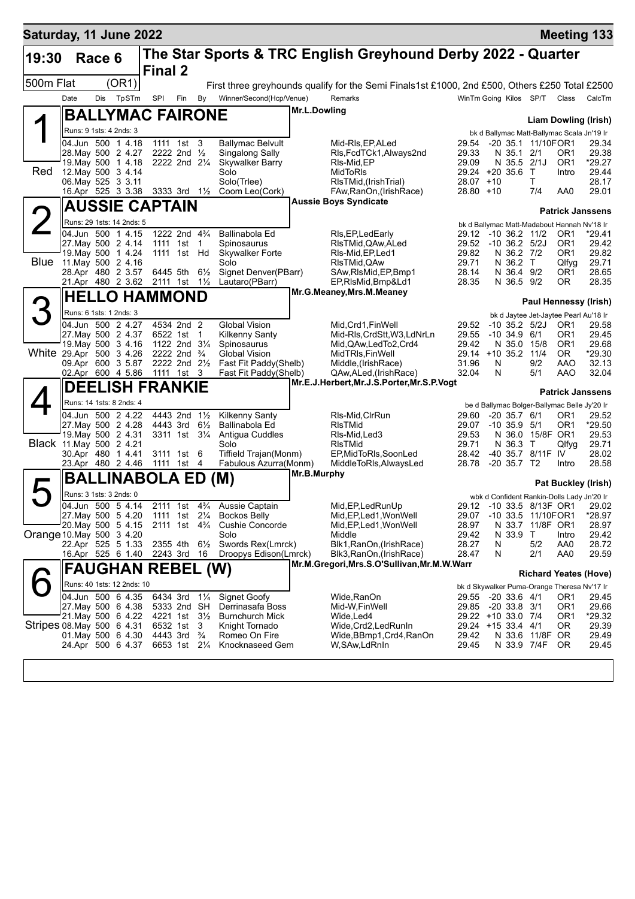# Saturday, 11 June 2022 — Meeting 133

## 19:30 Race 6 — The Star Sports & TRC English Greyhound Derby 2022 - Quarter Final 2

500m Flat (OR1)

First three greyhounds qualify for the Semi Finals1st £1000, 2nd £500, Others £250 Total £2500

| Date | Dis | TpSTm | SPI | Fin | By | Winner/Second(Hcp/Venue) | Remarks | WinTm | Going | Kilos | SP/T | Class | CalcTm |
|---|---|---|---|---|---|---|---|---|---|---|---|---|---|

### 1 (Red) BALLYMAC FAIRONE — Mr.L.Dowling — Liam Dowling (Irish)

Runs: 9 1sts: 4 2nds: 3 — bk d Ballymac Matt-Ballymac Scala Jn'19 Ir

| Date | Dis | TpSTm | SPI | Fin | By | Winner/Second(Hcp/Venue) | Remarks | WinTm | Going | Kilos | SP/T | Class | CalcTm |
|---|---|---|---|---|---|---|---|---|---|---|---|---|---|
| 04.Jun | 500 | 1 4.18 | 1111 | 1st | 3 | Ballymac Belvult | Mid-Rls,EP,ALed | 29.54 | -20 | 35.1 | 11/10F | OR1 | 29.34 |
| 28.May | 500 | 2 4.27 | 2222 | 2nd | ½ | Singalong Sally | Rls,FcdTCk1,Always2nd | 29.33 | N | 35.1 | 2/1 | OR1 | 29.38 |
| 19.May | 500 | 1 4.18 | 2222 | 2nd | 2¼ | Skywalker Barry | Rls-Mid,EP | 29.09 | N | 35.5 | 2/1J | OR1 | *29.27 |
| 12.May | 500 | 3 4.14 | | | | Solo | MidToRls | 29.24 | +20 | 35.6 | T | Intro | 29.44 |
| 06.May | 525 | 3 3.11 | | | | Solo(Trlee) | RlsTMid,(IrishTrial) | 28.07 | +10 | | T | | 28.17 |
| 16.Apr | 525 | 3 3.38 | 3333 | 3rd | 1½ | Coom Leo(Cork) | FAw,RanOn,(IrishRace) | 28.80 | +10 | | 7/4 | AA0 | 29.01 |

### 2 (Blue) AUSSIE CAPTAIN — Aussie Boys Syndicate — Patrick Janssens

Runs: 29 1sts: 14 2nds: 5 — bk d Ballymac Matt-Madabout Hannah Nv'18 Ir

| Date | Dis | TpSTm | SPI | Fin | By | Winner/Second(Hcp/Venue) | Remarks | WinTm | Going | Kilos | SP/T | Class | CalcTm |
|---|---|---|---|---|---|---|---|---|---|---|---|---|---|
| 04.Jun | 500 | 1 4.15 | 1222 | 2nd | 4¾ | Ballinabola Ed | Rls,EP,LedEarly | 29.12 | -10 | 36.2 | 11/2 | OR1 | *29.41 |
| 27.May | 500 | 2 4.14 | 1111 | 1st | 1 | Spinosaurus | RlsTMid,QAw,ALed | 29.52 | -10 | 36.2 | 5/2J | OR1 | 29.42 |
| 19.May | 500 | 1 4.24 | 1111 | 1st | Hd | Skywalker Forte | Rls-Mid,EP,Led1 | 29.82 | N | 36.2 | 7/2 | OR1 | 29.82 |
| 11.May | 500 | 2 4.16 | | | | Solo | RlsTMid,QAw | 29.71 | N | 36.2 | T | Qlfyg | 29.71 |
| 28.Apr | 480 | 2 3.57 | 6445 | 5th | 6½ | Signet Denver(PBarr) | SAw,RlsMid,EP,Bmp1 | 28.14 | N | 36.4 | 9/2 | OR1 | 28.65 |
| 21.Apr | 480 | 2 3.62 | 2111 | 1st | 1½ | Lautaro(PBarr) | EP,RlsMid,Bmp&Ld1 | 28.35 | N | 36.5 | 9/2 | OR | 28.35 |

### 3 (White) HELLO HAMMOND — Mr.G.Meaney,Mrs.M.Meaney — Paul Hennessy (Irish)

Runs: 6 1sts: 1 2nds: 3 — bk d Jaytee Jet-Jaytee Pearl Au'18 Ir

| Date | Dis | TpSTm | SPI | Fin | By | Winner/Second(Hcp/Venue) | Remarks | WinTm | Going | Kilos | SP/T | Class | CalcTm |
|---|---|---|---|---|---|---|---|---|---|---|---|---|---|
| 04.Jun | 500 | 2 4.27 | 4534 | 2nd | 2 | Global Vision | Mid,Crd1,FinWell | 29.52 | -10 | 35.2 | 5/2J | OR1 | 29.58 |
| 27.May | 500 | 2 4.37 | 6522 | 1st | 1 | Kilkenny Santy | Mid-Rls,CrdStt,W3,LdNrLn | 29.55 | -10 | 34.9 | 6/1 | OR1 | 29.45 |
| 19.May | 500 | 3 4.16 | 1122 | 2nd | 3¼ | Spinosaurus | Mid,QAw,LedTo2,Crd4 | 29.42 | N | 35.0 | 15/8 | OR1 | 29.68 |
| 29.Apr | 500 | 3 4.26 | 2222 | 2nd | ¾ | Global Vision | MidTRls,FinWell | 29.14 | +10 | 35.2 | 11/4 | OR | *29.30 |
| 09.Apr | 600 | 3 5.87 | 2222 | 2nd | 2½ | Fast Fit Paddy(Shelb) | Middle,(IrishRace) | 31.96 | N | | 9/2 | AAO | 32.13 |
| 02.Apr | 600 | 4 5.86 | 1111 | 1st | 3 | Fast Fit Paddy(Shelb) | QAw,ALed,(IrishRace) | 32.04 | N | | 5/1 | AAO | 32.04 |

### 4 (Black) DEELISH FRANKIE — Mr.E.J.Herbert,Mr.J.S.Porter,Mr.S.P.Vogt — Patrick Janssens

Runs: 14 1sts: 8 2nds: 4 — be d Ballymac Bolger-Ballymac Belle Jy'20 Ir

| Date | Dis | TpSTm | SPI | Fin | By | Winner/Second(Hcp/Venue) | Remarks | WinTm | Going | Kilos | SP/T | Class | CalcTm |
|---|---|---|---|---|---|---|---|---|---|---|---|---|---|
| 04.Jun | 500 | 2 4.22 | 4443 | 2nd | 1½ | Kilkenny Santy | Rls-Mid,ClrRun | 29.60 | -20 | 35.7 | 6/1 | OR1 | 29.52 |
| 27.May | 500 | 2 4.28 | 4443 | 3rd | 6½ | Ballinabola Ed | RlsTMid | 29.07 | -10 | 35.9 | 5/1 | OR1 | *29.50 |
| 19.May | 500 | 2 4.31 | 3311 | 1st | 3¼ | Antigua Cuddles | Rls-Mid,Led3 | 29.53 | N | 36.0 | 15/8F | OR1 | 29.53 |
| 11.May | 500 | 2 4.21 | | | | Solo | RlsTMid | 29.71 | N | 36.3 | T | Qlfyg | 29.71 |
| 30.Apr | 480 | 1 4.41 | 3111 | 1st | 6 | Tiffield Trajan(Monm) | EP,MidToRls,SoonLed | 28.42 | -40 | 35.7 | 8/11F | IV | 28.02 |
| 23.Apr | 480 | 2 4.46 | 1111 | 1st | 4 | Fabulous Azurra(Monm) | MiddleToRls,AlwaysLed | 28.78 | -20 | 35.7 | T2 | Intro | 28.58 |

### 5 (Orange) BALLINABOLA ED (M) — Mr.B.Murphy — Pat Buckley (Irish)

Runs: 3 1sts: 3 2nds: 0 — wbk d Confident Rankin-Dolls Lady Jn'20 Ir

| Date | Dis | TpSTm | SPI | Fin | By | Winner/Second(Hcp/Venue) | Remarks | WinTm | Going | Kilos | SP/T | Class | CalcTm |
|---|---|---|---|---|---|---|---|---|---|---|---|---|---|
| 04.Jun | 500 | 5 4.14 | 2111 | 1st | 4¾ | Aussie Captain | Mid,EP,LedRunUp | 29.12 | -10 | 33.5 | 8/13F | OR1 | 29.02 |
| 27.May | 500 | 5 4.20 | 1111 | 1st | 2¼ | Bockos Belly | Mid,EP,Led1,WonWell | 29.07 | -10 | 33.5 | 11/10F | OR1 | *28.97 |
| 20.May | 500 | 5 4.15 | 2111 | 1st | 4¾ | Cushie Concorde | Mid,EP,Led1,WonWell | 28.97 | N | 33.7 | 11/8F | OR1 | 28.97 |
| 10.May | 500 | 3 4.20 | | | | Solo | Middle | 29.42 | N | 33.9 | T | Intro | 29.42 |
| 22.Apr | 525 | 5 1.33 | 2355 | 4th | 6½ | Swords Rex(Lmrck) | Blk1,RanOn,(IrishRace) | 28.27 | N | | 5/2 | AA0 | 28.72 |
| 16.Apr | 525 | 6 1.40 | 2243 | 3rd | 16 | Droopys Edison(Lmrck) | Blk3,RanOn,(IrishRace) | 28.47 | N | | 2/1 | AA0 | 29.59 |

### 6 (Stripes) FAUGHAN REBEL (W) — Mr.M.Gregori,Mrs.S.O'Sullivan,Mr.M.W.Warr — Richard Yeates (Hove)

Runs: 40 1sts: 12 2nds: 10 — bk d Skywalker Puma-Orange Theresa Nv'17 Ir

| Date | Dis | TpSTm | SPI | Fin | By | Winner/Second(Hcp/Venue) | Remarks | WinTm | Going | Kilos | SP/T | Class | CalcTm |
|---|---|---|---|---|---|---|---|---|---|---|---|---|---|
| 04.Jun | 500 | 6 4.35 | 6434 | 3rd | 1¼ | Signet Goofy | Wide,RanOn | 29.55 | -20 | 33.6 | 4/1 | OR1 | 29.45 |
| 27.May | 500 | 6 4.38 | 5333 | 2nd | SH | Derrinasafa Boss | Mid-W,FinWell | 29.85 | -20 | 33.8 | 3/1 | OR1 | 29.66 |
| 21.May | 500 | 6 4.22 | 4221 | 1st | 3½ | Burnchurch Mick | Wide,Led4 | 29.22 | +10 | 33.0 | 7/4 | OR1 | *29.32 |
| 08.May | 500 | 6 4.31 | 6532 | 1st | 3 | Knight Tornado | Wide,Crd2,LedRunIn | 29.24 | +15 | 33.4 | 4/1 | OR | 29.39 |
| 01.May | 500 | 6 4.30 | 4443 | 3rd | ¾ | Romeo On Fire | Wide,BBmp1,Crd4,RanOn | 29.42 | N | 33.6 | 11/8F | OR | 29.49 |
| 24.Apr | 500 | 6 4.37 | 6653 | 1st | 2¼ | Knocknaseed Gem | W,SAw,LdRnIn | 29.45 | N | 33.9 | 7/4F | OR | 29.45 |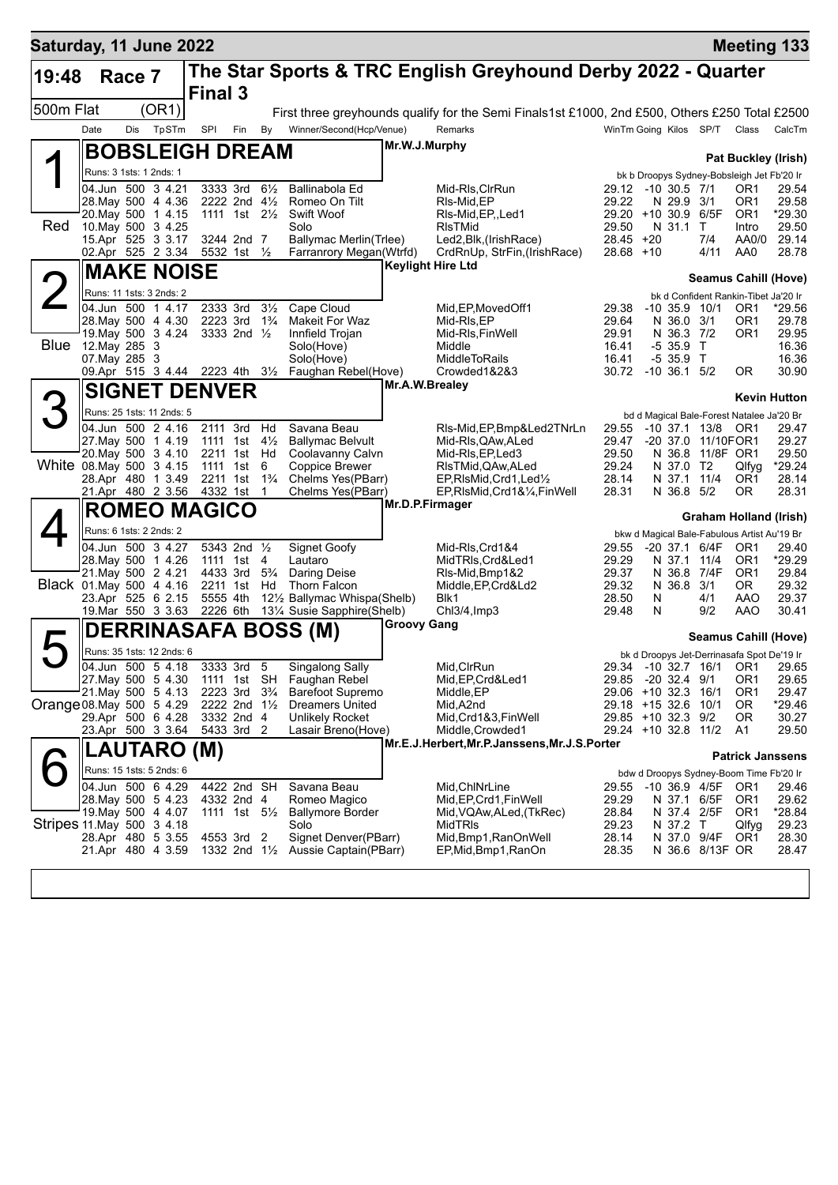**Saturday, 11 June 2022** — **Meeting 133**

# 19:48 Race 7 — The Star Sports & TRC English Greyhound Derby 2022 - Quarter Final 3

500m Flat (OR1) — First three greyhounds qualify for the Semi Finals1st £1000, 2nd £500, Others £250 Total £2500

| Date | Dis | TpSTm | SPI | Fin | By | Winner/Second(Hcp/Venue) | Remarks | WinTm | Going | Kilos | SP/T | Class | CalcTm |
|---|---|---|---|---|---|---|---|---|---|---|---|---|---|

## 1 (Red) BOBSLEIGH DREAM — Mr.W.J.Murphy — Pat Buckley (Irish)

Runs: 3 1sts: 1 2nds: 1 — bk b Droopys Sydney-Bobsleigh Jet Fb'20 Ir

| Date | Dis | TpSTm | SPI | Fin | By | Winner/Second(Hcp/Venue) | Remarks | WinTm | Going | Kilos | SP/T | Class | CalcTm |
|---|---|---|---|---|---|---|---|---|---|---|---|---|---|
| 04.Jun | 500 | 3 4.21 | 3333 | 3rd | 6½ | Ballinabola Ed | Mid-Rls,ClrRun | 29.12 | -10 | 30.5 | 7/1 | OR1 | 29.54 |
| 28.May | 500 | 4 4.36 | 2222 | 2nd | 4½ | Romeo On Tilt | Rls-Mid,EP | 29.22 | N | 29.9 | 3/1 | OR1 | 29.58 |
| 20.May | 500 | 1 4.15 | 1111 | 1st | 2½ | Swift Woof | Rls-Mid,EP,,Led1 | 29.20 | +10 | 30.9 | 6/5F | OR1 | *29.30 |
| 10.May | 500 | 3 4.25 | | | | Solo | RlsTMid | 29.50 | N | 31.1 | T | Intro | 29.50 |
| 15.Apr | 525 | 3 3.17 | 3244 | 2nd | 7 | Ballymac Merlin(Trlee) | Led2,Blk,(IrishRace) | 28.45 | +20 | | 7/4 | AA0/0 | 29.14 |
| 02.Apr | 525 | 2 3.34 | 5532 | 1st | ½ | Farranrory Megan(Wtrfd) | CrdRnUp, StrFin,(IrishRace) | 28.68 | +10 | | 4/11 | AA0 | 28.78 |

## 2 (Blue) MAKE NOISE — Keylight Hire Ltd — Seamus Cahill (Hove)

Runs: 11 1sts: 3 2nds: 2 — bk d Confident Rankin-Tibet Ja'20 Ir

| Date | Dis | TpSTm | SPI | Fin | By | Winner/Second(Hcp/Venue) | Remarks | WinTm | Going | Kilos | SP/T | Class | CalcTm |
|---|---|---|---|---|---|---|---|---|---|---|---|---|---|
| 04.Jun | 500 | 1 4.17 | 2333 | 3rd | 3½ | Cape Cloud | Mid,EP,MovedOff1 | 29.38 | -10 | 35.9 | 10/1 | OR1 | *29.56 |
| 28.May | 500 | 4 4.30 | 2223 | 3rd | 1¾ | Makeit For Waz | Mid-Rls,EP | 29.64 | N | 36.0 | 3/1 | OR1 | 29.78 |
| 19.May | 500 | 3 4.24 | 3333 | 2nd | ½ | Innfield Trojan | Mid-Rls,FinWell | 29.91 | N | 36.3 | 7/2 | OR1 | 29.95 |
| 12.May | 285 | 3 | | | | Solo(Hove) | Middle | 16.41 | -5 | 35.9 | T | | 16.36 |
| 07.May | 285 | 3 | | | | Solo(Hove) | MiddleToRails | 16.41 | -5 | 35.9 | T | | 16.36 |
| 09.Apr | 515 | 3 4.44 | 2223 | 4th | 3½ | Faughan Rebel(Hove) | Crowded1&2&3 | 30.72 | -10 | 36.1 | 5/2 | OR | 30.90 |

## 3 (White) SIGNET DENVER — Mr.A.W.Brealey — Kevin Hutton

Runs: 25 1sts: 11 2nds: 5 — bd d Magical Bale-Forest Natalee Ja'20 Br

| Date | Dis | TpSTm | SPI | Fin | By | Winner/Second(Hcp/Venue) | Remarks | WinTm | Going | Kilos | SP/T | Class | CalcTm |
|---|---|---|---|---|---|---|---|---|---|---|---|---|---|
| 04.Jun | 500 | 2 4.16 | 2111 | 3rd | Hd | Savana Beau | Rls-Mid,EP,Bmp&Led2TNrLn | 29.55 | -10 | 37.1 | 13/8 | OR1 | 29.47 |
| 27.May | 500 | 1 4.19 | 1111 | 1st | 4½ | Ballymac Belvult | Mid-Rls,QAw,ALed | 29.47 | -20 | 37.0 | 11/10F | OR1 | 29.27 |
| 20.May | 500 | 3 4.10 | 2211 | 1st | Hd | Coolavanny Calvn | Mid-Rls,EP,Led3 | 29.50 | N | 36.8 | 11/8F | OR1 | 29.50 |
| 08.May | 500 | 3 4.15 | 1111 | 1st | 6 | Coppice Brewer | RlsTMid,QAw,ALed | 29.24 | N | 37.0 | T2 | Qlfyg | *29.24 |
| 28.Apr | 480 | 1 3.49 | 2211 | 1st | 1¾ | Chelms Yes(PBarr) | EP,RlsMid,Crd1,Led½ | 28.14 | N | 37.1 | 11/4 | OR1 | 28.14 |
| 21.Apr | 480 | 2 3.56 | 4332 | 1st | 1 | Chelms Yes(PBarr) | EP,RlsMid,Crd1&¼,FinWell | 28.31 | N | 36.8 | 5/2 | OR | 28.31 |

## 4 (Black) ROMEO MAGICO — Mr.D.P.Firmager — Graham Holland (Irish)

Runs: 6 1sts: 2 2nds: 2 — bkw d Magical Bale-Fabulous Artist Au'19 Br

| Date | Dis | TpSTm | SPI | Fin | By | Winner/Second(Hcp/Venue) | Remarks | WinTm | Going | Kilos | SP/T | Class | CalcTm |
|---|---|---|---|---|---|---|---|---|---|---|---|---|---|
| 04.Jun | 500 | 3 4.27 | 5343 | 2nd | ½ | Signet Goofy | Mid-Rls,Crd1&4 | 29.55 | -20 | 37.1 | 6/4F | OR1 | 29.40 |
| 28.May | 500 | 1 4.26 | 1111 | 1st | 4 | Lautaro | MidTRls,Crd&Led1 | 29.29 | N | 37.1 | 11/4 | OR1 | *29.29 |
| 21.May | 500 | 2 4.21 | 4433 | 3rd | 5¾ | Daring Deise | Rls-Mid,Bmp1&2 | 29.37 | N | 36.8 | 7/4F | OR1 | 29.84 |
| 01.May | 500 | 4 4.16 | 2211 | 1st | Hd | Thorn Falcon | Middle,EP,Crd&Ld2 | 29.32 | N | 36.8 | 3/1 | OR | 29.32 |
| 23.Apr | 525 | 6 2.15 | 5555 | 4th | 12½ | Ballymac Whispa(Shelb) | Blk1 | 28.50 | N | | 4/1 | AAO | 29.37 |
| 19.Mar | 550 | 3 3.63 | 2226 | 6th | 13¼ | Susie Sapphire(Shelb) | Chl3/4,Imp3 | 29.48 | N | | 9/2 | AAO | 30.41 |

## 5 (Orange) DERRINASAFA BOSS (M) — Groovy Gang — Seamus Cahill (Hove)

Runs: 35 1sts: 12 2nds: 6 — bk d Droopys Jet-Derrinasafa Spot De'19 Ir

| Date | Dis | TpSTm | SPI | Fin | By | Winner/Second(Hcp/Venue) | Remarks | WinTm | Going | Kilos | SP/T | Class | CalcTm |
|---|---|---|---|---|---|---|---|---|---|---|---|---|---|
| 04.Jun | 500 | 5 4.18 | 3333 | 3rd | 5 | Singalong Sally | Mid,ClrRun | 29.34 | -10 | 32.7 | 16/1 | OR1 | 29.65 |
| 27.May | 500 | 5 4.30 | 1111 | 1st | SH | Faughan Rebel | Mid,EP,Crd&Led1 | 29.85 | -20 | 32.4 | 9/1 | OR1 | 29.65 |
| 21.May | 500 | 5 4.13 | 2223 | 3rd | 3¾ | Barefoot Supremo | Middle,EP | 29.06 | +10 | 32.3 | 16/1 | OR1 | 29.47 |
| 08.May | 500 | 5 4.29 | 2222 | 2nd | 1½ | Dreamers United | Mid,A2nd | 29.18 | +15 | 32.6 | 10/1 | OR | *29.46 |
| 29.Apr | 500 | 6 4.28 | 3332 | 2nd | 4 | Unlikely Rocket | Mid,Crd1&3,FinWell | 29.85 | +10 | 32.3 | 9/2 | OR | 30.27 |
| 23.Apr | 500 | 3 3.64 | 5433 | 3rd | 2 | Lasair Breno(Hove) | Middle,Crowded1 | 29.24 | +10 | 32.8 | 11/2 | A1 | 29.50 |

## 6 (Stripes) LAUTARO (M) — Mr.E.J.Herbert,Mr.P.Janssens,Mr.J.S.Porter — Patrick Janssens

Runs: 15 1sts: 5 2nds: 6 — bdw d Droopys Sydney-Boom Time Fb'20 Ir

| Date | Dis | TpSTm | SPI | Fin | By | Winner/Second(Hcp/Venue) | Remarks | WinTm | Going | Kilos | SP/T | Class | CalcTm |
|---|---|---|---|---|---|---|---|---|---|---|---|---|---|
| 04.Jun | 500 | 6 4.29 | 4422 | 2nd | SH | Savana Beau | Mid,ChlNrLine | 29.55 | -10 | 36.9 | 4/5F | OR1 | 29.46 |
| 28.May | 500 | 5 4.23 | 4332 | 2nd | 4 | Romeo Magico | Mid,EP,Crd1,FinWell | 29.29 | N | 37.1 | 6/5F | OR1 | 29.62 |
| 19.May | 500 | 4 4.07 | 1111 | 1st | 5½ | Ballymore Border | Mid,VQAw,ALed,(TkRec) | 28.84 | N | 37.4 | 2/5F | OR1 | *28.84 |
| 11.May | 500 | 3 4.18 | | | | Solo | MidTRls | 29.23 | N | 37.2 | T | Qlfyg | 29.23 |
| 28.Apr | 480 | 5 3.55 | 4553 | 3rd | 2 | Signet Denver(PBarr) | Mid,Bmp1,RanOnWell | 28.14 | N | 37.0 | 9/4F | OR1 | 28.30 |
| 21.Apr | 480 | 4 3.59 | 1332 | 2nd | 1½ | Aussie Captain(PBarr) | EP,Mid,Bmp1,RanOn | 28.35 | N | 36.6 | 8/13F | OR | 28.47 |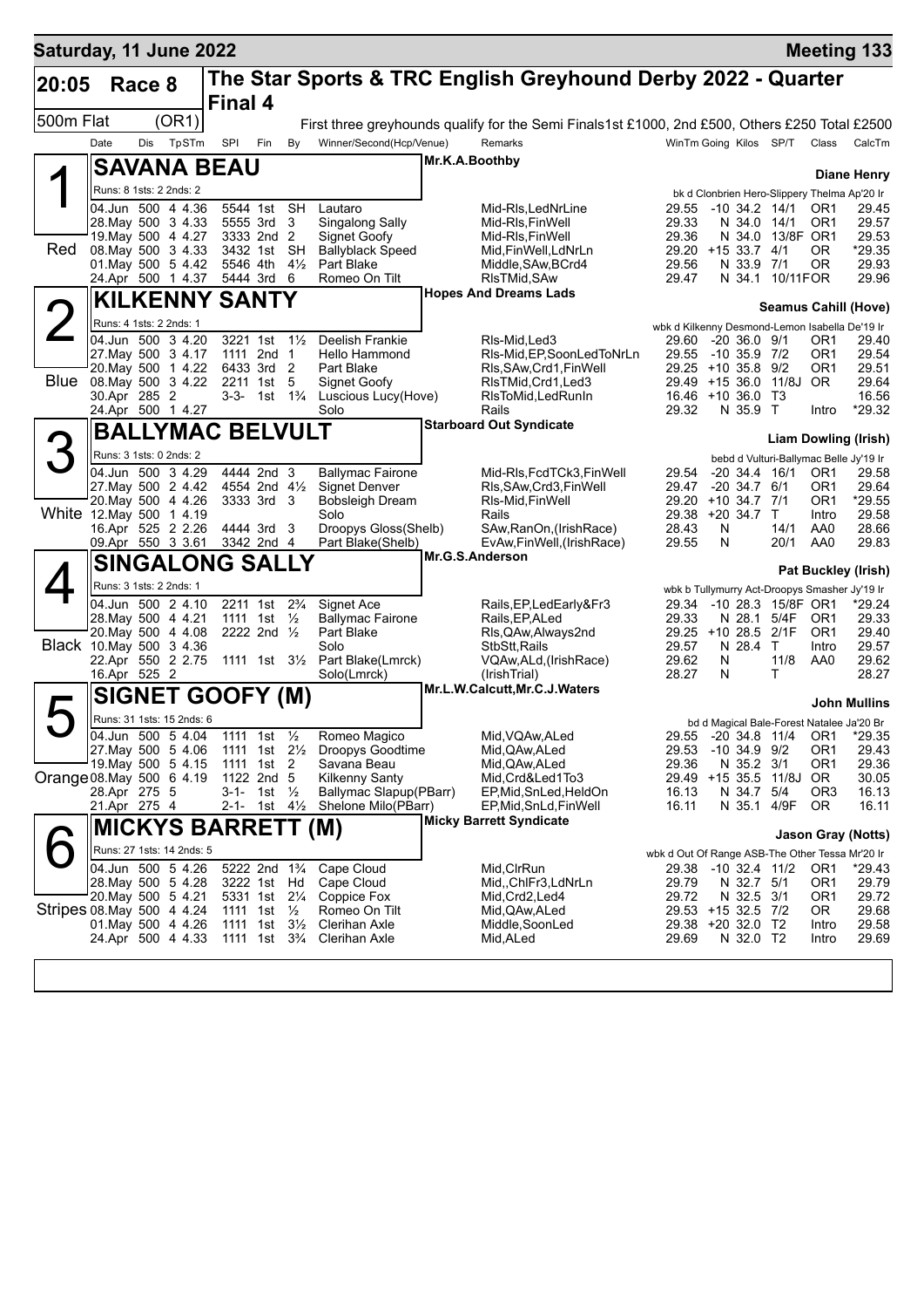**Saturday, 11 June 2022** — **Meeting 133**

## 20:05 Race 8 — The Star Sports & TRC English Greyhound Derby 2022 - Quarter Final 4

500m Flat (OR1)

First three greyhounds qualify for the Semi Finals1st £1000, 2nd £500, Others £250 Total £2500

### 1 (Red) SAVANA BEAU — Mr.K.A.Boothby — Diane Henry

Runs: 8 1sts: 2 2nds: 2 — bk d Clonbrien Hero-Slippery Thelma Ap'20 Ir

| Date | Dis | TpSTm | SPI | Fin | By | Winner/Second(Hcp/Venue) | Remarks | WinTm | Going | Kilos | SP/T | Class | CalcTm |
|---|---|---|---|---|---|---|---|---|---|---|---|---|---|
| 04.Jun | 500 | 4 4.36 | 5544 | 1st | SH | Lautaro | Mid-Rls,LedNrLine | 29.55 | -10 | 34.2 | 14/1 | OR1 | 29.45 |
| 28.May | 500 | 3 4.33 | 5555 | 3rd | 3 | Singalong Sally | Mid-Rls,FinWell | 29.33 | N | 34.0 | 14/1 | OR1 | 29.57 |
| 19.May | 500 | 4 4.27 | 3333 | 2nd | 2 | Signet Goofy | Mid-Rls,FinWell | 29.36 | N | 34.0 | 13/8F | OR1 | 29.53 |
| 08.May | 500 | 3 4.33 | 3432 | 1st | SH | Ballyblack Speed | Mid,FinWell,LdNrLn | 29.20 | +15 | 33.7 | 4/1 | OR | *29.35 |
| 01.May | 500 | 5 4.42 | 5546 | 4th | 4½ | Part Blake | Middle,SAw,BCrd4 | 29.56 | N | 33.9 | 7/1 | OR | 29.93 |
| 24.Apr | 500 | 1 4.37 | 5444 | 3rd | 6 | Romeo On Tilt | RlsTMid,SAw | 29.47 | N | 34.1 | 10/11F | OR | 29.96 |

### 2 (Blue) KILKENNY SANTY — Hopes And Dreams Lads — Seamus Cahill (Hove)

Runs: 4 1sts: 2 2nds: 1 — wbk d Kilkenny Desmond-Lemon Isabella De'19 Ir

| Date | Dis | TpSTm | SPI | Fin | By | Winner/Second(Hcp/Venue) | Remarks | WinTm | Going | Kilos | SP/T | Class | CalcTm |
|---|---|---|---|---|---|---|---|---|---|---|---|---|---|
| 04.Jun | 500 | 3 4.20 | 3221 | 1st | 1½ | Deelish Frankie | Rls-Mid,Led3 | 29.60 | -20 | 36.0 | 9/1 | OR1 | 29.40 |
| 27.May | 500 | 3 4.17 | 1111 | 2nd | 1 | Hello Hammond | Rls-Mid,EP,SoonLedToNrLn | 29.55 | -10 | 35.9 | 7/2 | OR1 | 29.54 |
| 20.May | 500 | 1 4.22 | 6433 | 3rd | 2 | Part Blake | Rls,SAw,Crd1,FinWell | 29.25 | +10 | 35.8 | 9/2 | OR1 | 29.51 |
| 08.May | 500 | 3 4.22 | 2211 | 1st | 5 | Signet Goofy | RlsTMid,Crd1,Led3 | 29.49 | +15 | 36.0 | 11/8J | OR | 29.64 |
| 30.Apr | 285 | 2 | 3-3- | 1st | 1¾ | Luscious Lucy(Hove) | RlsToMid,LedRunIn | 16.46 | +10 | 36.0 | T3 | | 16.56 |
| 24.Apr | 500 | 1 4.27 | | | | Solo | Rails | 29.32 | N | 35.9 | T | Intro | *29.32 |

### 3 (White) BALLYMAC BELVULT — Starboard Out Syndicate — Liam Dowling (Irish)

Runs: 3 1sts: 0 2nds: 2 — bebd d Vulturi-Ballymac Belle Jy'19 Ir

| Date | Dis | TpSTm | SPI | Fin | By | Winner/Second(Hcp/Venue) | Remarks | WinTm | Going | Kilos | SP/T | Class | CalcTm |
|---|---|---|---|---|---|---|---|---|---|---|---|---|---|
| 04.Jun | 500 | 3 4.29 | 4444 | 2nd | 3 | Ballymac Fairone | Mid-Rls,FcdTCk3,FinWell | 29.54 | -20 | 34.4 | 16/1 | OR1 | 29.58 |
| 27.May | 500 | 2 4.42 | 4554 | 2nd | 4½ | Signet Denver | Rls,SAw,Crd3,FinWell | 29.47 | -20 | 34.7 | 6/1 | OR1 | 29.64 |
| 20.May | 500 | 4 4.26 | 3333 | 3rd | 3 | Bobsleigh Dream | Rls-Mid,FinWell | 29.20 | +10 | 34.7 | 7/1 | OR1 | *29.55 |
| 12.May | 500 | 1 4.19 | | | | Solo | Rails | 29.38 | +20 | 34.7 | T | Intro | 29.58 |
| 16.Apr | 525 | 2 2.26 | 4444 | 3rd | 3 | Droopys Gloss(Shelb) | SAw,RanOn,(IrishRace) | 28.43 | N | | 14/1 | AA0 | 28.66 |
| 09.Apr | 550 | 3 3.61 | 3342 | 2nd | 4 | Part Blake(Shelb) | EvAw,FinWell,(IrishRace) | 29.55 | N | | 20/1 | AA0 | 29.83 |

### 4 (Black) SINGALONG SALLY — Mr.G.S.Anderson — Pat Buckley (Irish)

Runs: 3 1sts: 2 2nds: 1 — wbk b Tullymurry Act-Droopys Smasher Jy'19 Ir

| Date | Dis | TpSTm | SPI | Fin | By | Winner/Second(Hcp/Venue) | Remarks | WinTm | Going | Kilos | SP/T | Class | CalcTm |
|---|---|---|---|---|---|---|---|---|---|---|---|---|---|
| 04.Jun | 500 | 2 4.10 | 2211 | 1st | 2¾ | Signet Ace | Rails,EP,LedEarly&Fr3 | 29.34 | -10 | 28.3 | 15/8F | OR1 | *29.24 |
| 28.May | 500 | 4 4.21 | 1111 | 1st | ½ | Ballymac Fairone | Rails,EP,ALed | 29.33 | N | 28.1 | 5/4F | OR1 | 29.33 |
| 20.May | 500 | 4 4.08 | 2222 | 2nd | ½ | Part Blake | Rls,QAw,Always2nd | 29.25 | +10 | 28.5 | 2/1F | OR1 | 29.40 |
| 10.May | 500 | 3 4.36 | | | | Solo | StbStt,Rails | 29.57 | N | 28.4 | T | Intro | 29.57 |
| 22.Apr | 550 | 2 2.75 | 1111 | 1st | 3½ | Part Blake(Lmrck) | VQAw,ALd,(IrishRace) | 29.62 | N | | 11/8 | AA0 | 29.62 |
| 16.Apr | 525 | 2 | | | | Solo(Lmrck) | (IrishTrial) | 28.27 | N | | T | | 28.27 |

### 5 (Orange) SIGNET GOOFY (M) — Mr.L.W.Calcutt,Mr.C.J.Waters — John Mullins

Runs: 31 1sts: 15 2nds: 6 — bd d Magical Bale-Forest Natalee Ja'20 Br

| Date | Dis | TpSTm | SPI | Fin | By | Winner/Second(Hcp/Venue) | Remarks | WinTm | Going | Kilos | SP/T | Class | CalcTm |
|---|---|---|---|---|---|---|---|---|---|---|---|---|---|
| 04.Jun | 500 | 5 4.04 | 1111 | 1st | ½ | Romeo Magico | Mid,VQAw,ALed | 29.55 | -20 | 34.8 | 11/4 | OR1 | *29.35 |
| 27.May | 500 | 5 4.06 | 1111 | 1st | 2½ | Droopys Goodtime | Mid,QAw,ALed | 29.53 | -10 | 34.9 | 9/2 | OR1 | 29.43 |
| 19.May | 500 | 5 4.15 | 1111 | 1st | 2 | Savana Beau | Mid,QAw,ALed | 29.36 | N | 35.2 | 3/1 | OR1 | 29.36 |
| 08.May | 500 | 6 4.19 | 1122 | 2nd | 5 | Kilkenny Santy | Mid,Crd&Led1To3 | 29.49 | +15 | 35.5 | 11/8J | OR | 30.05 |
| 28.Apr | 275 | 5 | 3-1- | 1st | ½ | Ballymac Slapup(PBarr) | EP,Mid,SnLed,HeldOn | 16.13 | N | 34.7 | 5/4 | OR3 | 16.13 |
| 21.Apr | 275 | 4 | 2-1- | 1st | 4½ | Shelone Milo(PBarr) | EP,Mid,SnLd,FinWell | 16.11 | N | 35.1 | 4/9F | OR | 16.11 |

### 6 (Stripes) MICKYS BARRETT (M) — Micky Barrett Syndicate — Jason Gray (Notts)

Runs: 27 1sts: 14 2nds: 5 — wbk d Out Of Range ASB-The Other Tessa Mr'20 Ir

| Date | Dis | TpSTm | SPI | Fin | By | Winner/Second(Hcp/Venue) | Remarks | WinTm | Going | Kilos | SP/T | Class | CalcTm |
|---|---|---|---|---|---|---|---|---|---|---|---|---|---|
| 04.Jun | 500 | 5 4.26 | 5222 | 2nd | 1¾ | Cape Cloud | Mid,ClrRun | 29.38 | -10 | 32.4 | 11/2 | OR1 | *29.43 |
| 28.May | 500 | 4 4.28 | 3222 | 1st | Hd | Cape Cloud | Mid,,ChlFr3,LdNrLn | 29.79 | N | 32.7 | 5/1 | OR1 | 29.79 |
| 20.May | 500 | 5 4.21 | 5331 | 1st | 2¼ | Coppice Fox | Mid,Crd2,Led4 | 29.72 | N | 32.5 | 3/1 | OR1 | 29.72 |
| 08.May | 500 | 4 4.24 | 1111 | 1st | ½ | Romeo On Tilt | Mid,QAw,ALed | 29.53 | +15 | 32.5 | 7/2 | OR | 29.68 |
| 01.May | 500 | 4 4.26 | 1111 | 1st | 3½ | Clerihan Axle | Middle,SoonLed | 29.38 | +20 | 32.0 | T2 | Intro | 29.58 |
| 24.Apr | 500 | 4 4.33 | 1111 | 1st | 3¾ | Clerihan Axle | Mid,ALed | 29.69 | N | 32.0 | T2 | Intro | 29.69 |